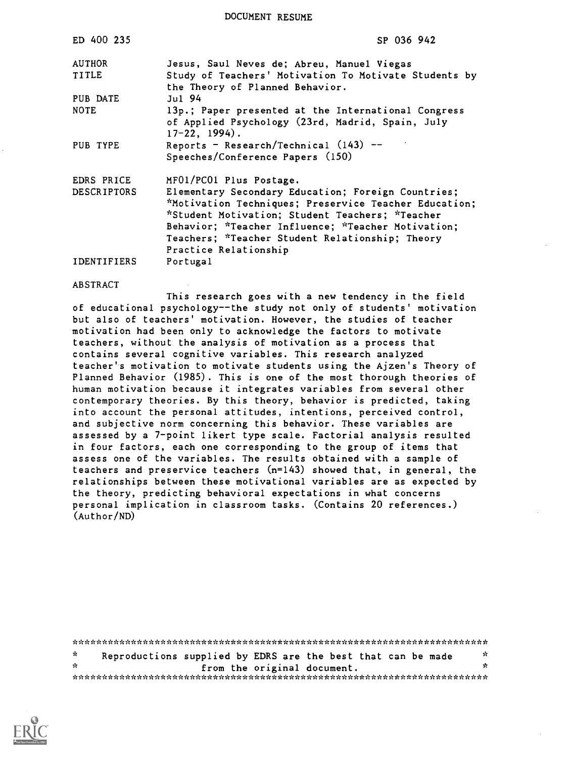DOCUMENT RESUME

| | |
|---|---|
| ED 400 235 | SP 036 942 |
| AUTHOR | Jesus, Saul Neves de; Abreu, Manuel Viegas |
| TITLE | Study of Teachers' Motivation To Motivate Students by the Theory of Planned Behavior. |
| PUB DATE | Jul 94 |
| NOTE | 13p.; Paper presented at the International Congress of Applied Psychology (23rd, Madrid, Spain, July 17-22, 1994). |
| PUB TYPE | Reports - Research/Technical (143) -- Speeches/Conference Papers (150) |
| EDRS PRICE | MF01/PC01 Plus Postage. |
| DESCRIPTORS | Elementary Secondary Education; Foreign Countries; *Motivation Techniques; Preservice Teacher Education; *Student Motivation; Student Teachers; *Teacher Behavior; *Teacher Influence; *Teacher Motivation; Teachers; *Teacher Student Relationship; Theory Practice Relationship |
| IDENTIFIERS | Portugal |

ABSTRACT

This research goes with a new tendency in the field of educational psychology--the study not only of students' motivation but also of teachers' motivation. However, the studies of teacher motivation had been only to acknowledge the factors to motivate teachers, without the analysis of motivation as a process that contains several cognitive variables. This research analyzed teacher's motivation to motivate students using the Ajzen's Theory of Planned Behavior (1985). This is one of the most thorough theories of human motivation because it integrates variables from several other contemporary theories. By this theory, behavior is predicted, taking into account the personal attitudes, intentions, perceived control, and subjective norm concerning this behavior. These variables are assessed by a 7-point likert type scale. Factorial analysis resulted in four factors, each one corresponding to the group of items that assess one of the variables. The results obtained with a sample of teachers and preservice teachers (n=143) showed that, in general, the relationships between these motivational variables are as expected by the theory, predicting behavioral expectations in what concerns personal implication in classroom tasks. (Contains 20 references.) (Author/ND)

***********************************************************************
* Reproductions supplied by EDRS are the best that can be made *
* from the original document. *
***********************************************************************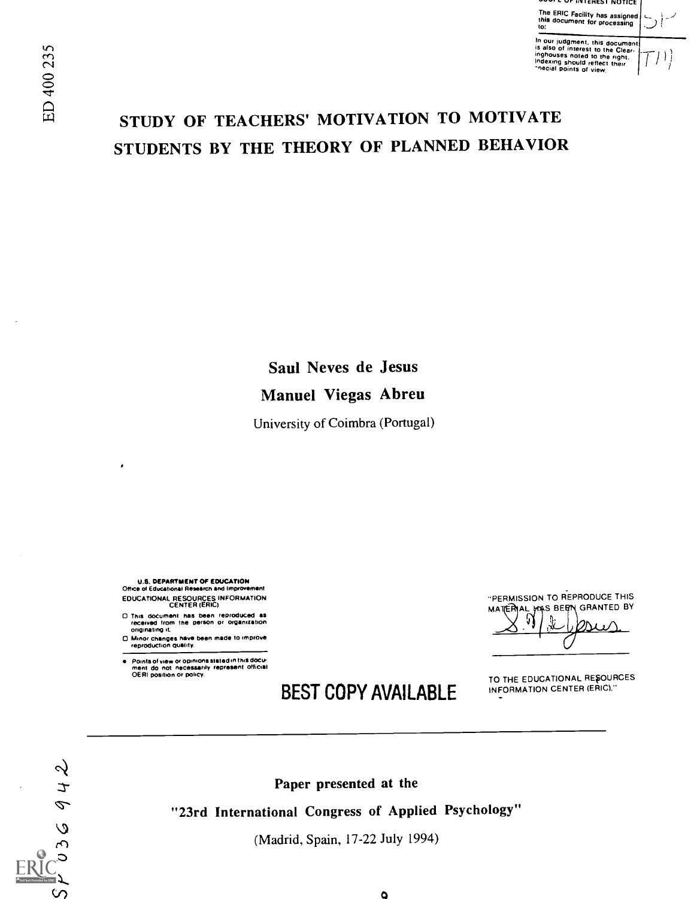SCOPE OF INTEREST NOTICE

The ERIC Facility has assigned this document for processing to: SP

In our judgment, this document is also of interest to the Clearinghouses noted to the right. Indexing should reflect their special points of view. TM

ED 400 235

# STUDY OF TEACHERS' MOTIVATION TO MOTIVATE STUDENTS BY THE THEORY OF PLANNED BEHAVIOR

**Saul Neves de Jesus**

**Manuel Viegas Abreu**

University of Coimbra (Portugal)

U.S. DEPARTMENT OF EDUCATION
Office of Educational Research and Improvement
EDUCATIONAL RESOURCES INFORMATION CENTER (ERIC)

- This document has been reproduced as received from the person or organization originating it.
- Minor changes have been made to improve reproduction quality.

- Points of view or opinions stated in this document do not necessarily represent official OERI position or policy.

"PERMISSION TO REPRODUCE THIS MATERIAL HAS BEEN GRANTED BY S. N. de Jesus

TO THE EDUCATIONAL RESOURCES INFORMATION CENTER (ERIC)."

BEST COPY AVAILABLE

---

**Paper presented at the**

**"23rd International Congress of Applied Psychology"**

(Madrid, Spain, 17-22 July 1994)

SP036942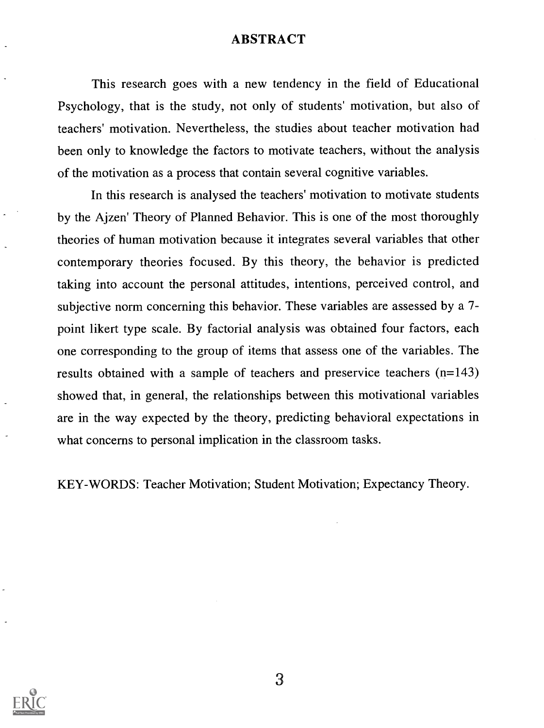# ABSTRACT

This research goes with a new tendency in the field of Educational Psychology, that is the study, not only of students' motivation, but also of teachers' motivation. Nevertheless, the studies about teacher motivation had been only to knowledge the factors to motivate teachers, without the analysis of the motivation as a process that contain several cognitive variables.

In this research is analysed the teachers' motivation to motivate students by the Ajzen' Theory of Planned Behavior. This is one of the most thoroughly theories of human motivation because it integrates several variables that other contemporary theories focused. By this theory, the behavior is predicted taking into account the personal attitudes, intentions, perceived control, and subjective norm concerning this behavior. These variables are assessed by a 7-point likert type scale. By factorial analysis was obtained four factors, each one corresponding to the group of items that assess one of the variables. The results obtained with a sample of teachers and preservice teachers (n=143) showed that, in general, the relationships between this motivational variables are in the way expected by the theory, predicting behavioral expectations in what concerns to personal implication in the classroom tasks.

KEY-WORDS: Teacher Motivation; Student Motivation; Expectancy Theory.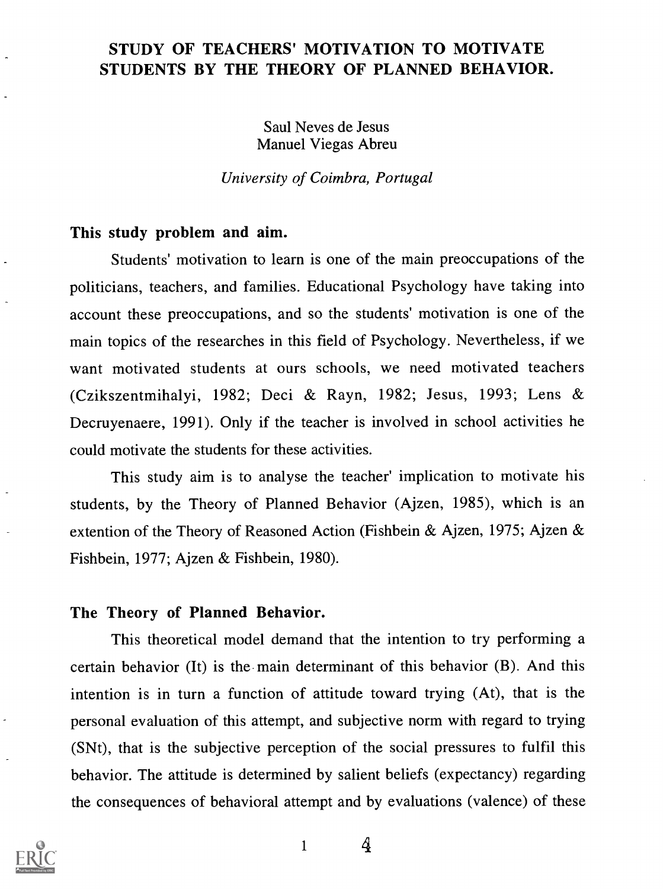# STUDY OF TEACHERS' MOTIVATION TO MOTIVATE STUDENTS BY THE THEORY OF PLANNED BEHAVIOR.

Saul Neves de Jesus
Manuel Viegas Abreu

*University of Coimbra, Portugal*

## This study problem and aim.

Students' motivation to learn is one of the main preoccupations of the politicians, teachers, and families. Educational Psychology have taking into account these preoccupations, and so the students' motivation is one of the main topics of the researches in this field of Psychology. Nevertheless, if we want motivated students at ours schools, we need motivated teachers (Czikszentmihalyi, 1982; Deci & Rayn, 1982; Jesus, 1993; Lens & Decruyenaere, 1991). Only if the teacher is involved in school activities he could motivate the students for these activities.

This study aim is to analyse the teacher' implication to motivate his students, by the Theory of Planned Behavior (Ajzen, 1985), which is an extention of the Theory of Reasoned Action (Fishbein & Ajzen, 1975; Ajzen & Fishbein, 1977; Ajzen & Fishbein, 1980).

## The Theory of Planned Behavior.

This theoretical model demand that the intention to try performing a certain behavior (It) is the main determinant of this behavior (B). And this intention is in turn a function of attitude toward trying (At), that is the personal evaluation of this attempt, and subjective norm with regard to trying (SNt), that is the subjective perception of the social pressures to fulfil this behavior. The attitude is determined by salient beliefs (expectancy) regarding the consequences of behavioral attempt and by evaluations (valence) of these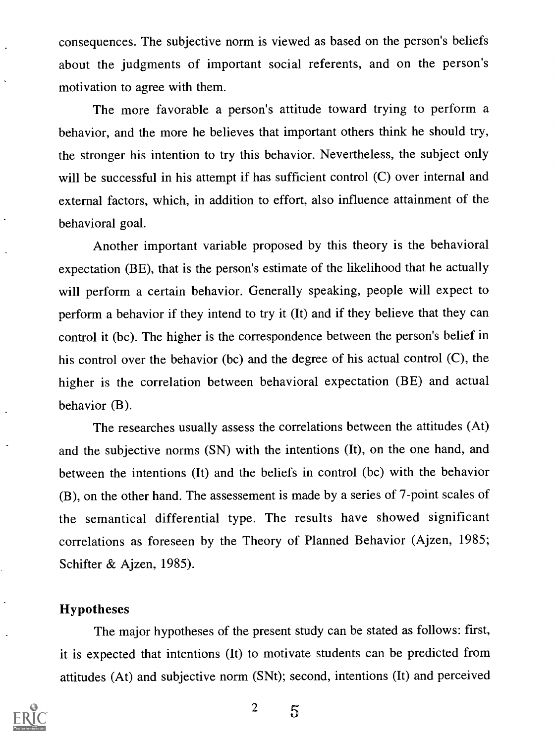consequences. The subjective norm is viewed as based on the person's beliefs about the judgments of important social referents, and on the person's motivation to agree with them.

The more favorable a person's attitude toward trying to perform a behavior, and the more he believes that important others think he should try, the stronger his intention to try this behavior. Nevertheless, the subject only will be successful in his attempt if has sufficient control (C) over internal and external factors, which, in addition to effort, also influence attainment of the behavioral goal.

Another important variable proposed by this theory is the behavioral expectation (BE), that is the person's estimate of the likelihood that he actually will perform a certain behavior. Generally speaking, people will expect to perform a behavior if they intend to try it (It) and if they believe that they can control it (bc). The higher is the correspondence between the person's belief in his control over the behavior (bc) and the degree of his actual control (C), the higher is the correlation between behavioral expectation (BE) and actual behavior (B).

The researches usually assess the correlations between the attitudes (At) and the subjective norms (SN) with the intentions (It), on the one hand, and between the intentions (It) and the beliefs in control (bc) with the behavior (B), on the other hand. The assessement is made by a series of 7-point scales of the semantical differential type. The results have showed significant correlations as foreseen by the Theory of Planned Behavior (Ajzen, 1985; Schifter & Ajzen, 1985).

## Hypotheses

The major hypotheses of the present study can be stated as follows: first, it is expected that intentions (It) to motivate students can be predicted from attitudes (At) and subjective norm (SNt); second, intentions (It) and perceived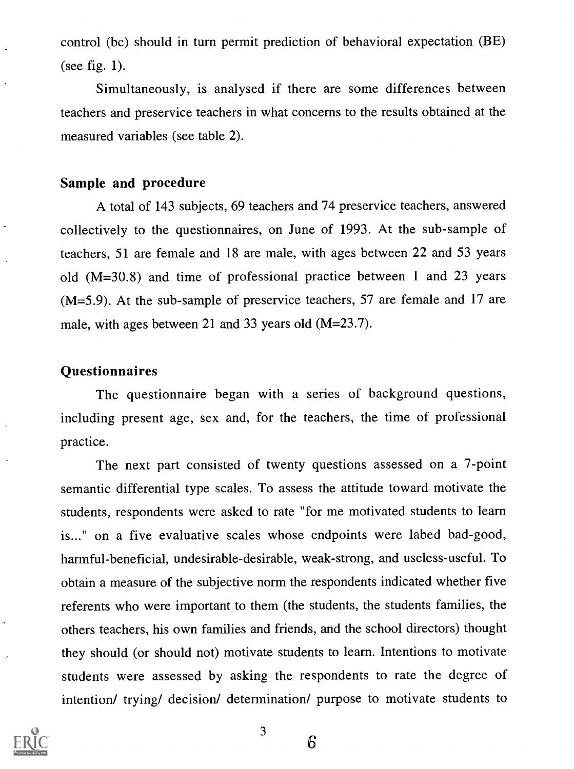control (bc) should in turn permit prediction of behavioral expectation (BE) (see fig. 1).

Simultaneously, is analysed if there are some differences between teachers and preservice teachers in what concerns to the results obtained at the measured variables (see table 2).

## Sample and procedure

A total of 143 subjects, 69 teachers and 74 preservice teachers, answered collectively to the questionnaires, on June of 1993. At the sub-sample of teachers, 51 are female and 18 are male, with ages between 22 and 53 years old (M=30.8) and time of professional practice between 1 and 23 years (M=5.9). At the sub-sample of preservice teachers, 57 are female and 17 are male, with ages between 21 and 33 years old (M=23.7).

## Questionnaires

The questionnaire began with a series of background questions, including present age, sex and, for the teachers, the time of professional practice.

The next part consisted of twenty questions assessed on a 7-point semantic differential type scales. To assess the attitude toward motivate the students, respondents were asked to rate "for me motivated students to learn is..." on a five evaluative scales whose endpoints were labed bad-good, harmful-beneficial, undesirable-desirable, weak-strong, and useless-useful. To obtain a measure of the subjective norm the respondents indicated whether five referents who were important to them (the students, the students families, the others teachers, his own families and friends, and the school directors) thought they should (or should not) motivate students to learn. Intentions to motivate students were assessed by asking the respondents to rate the degree of intention/ trying/ decision/ determination/ purpose to motivate students to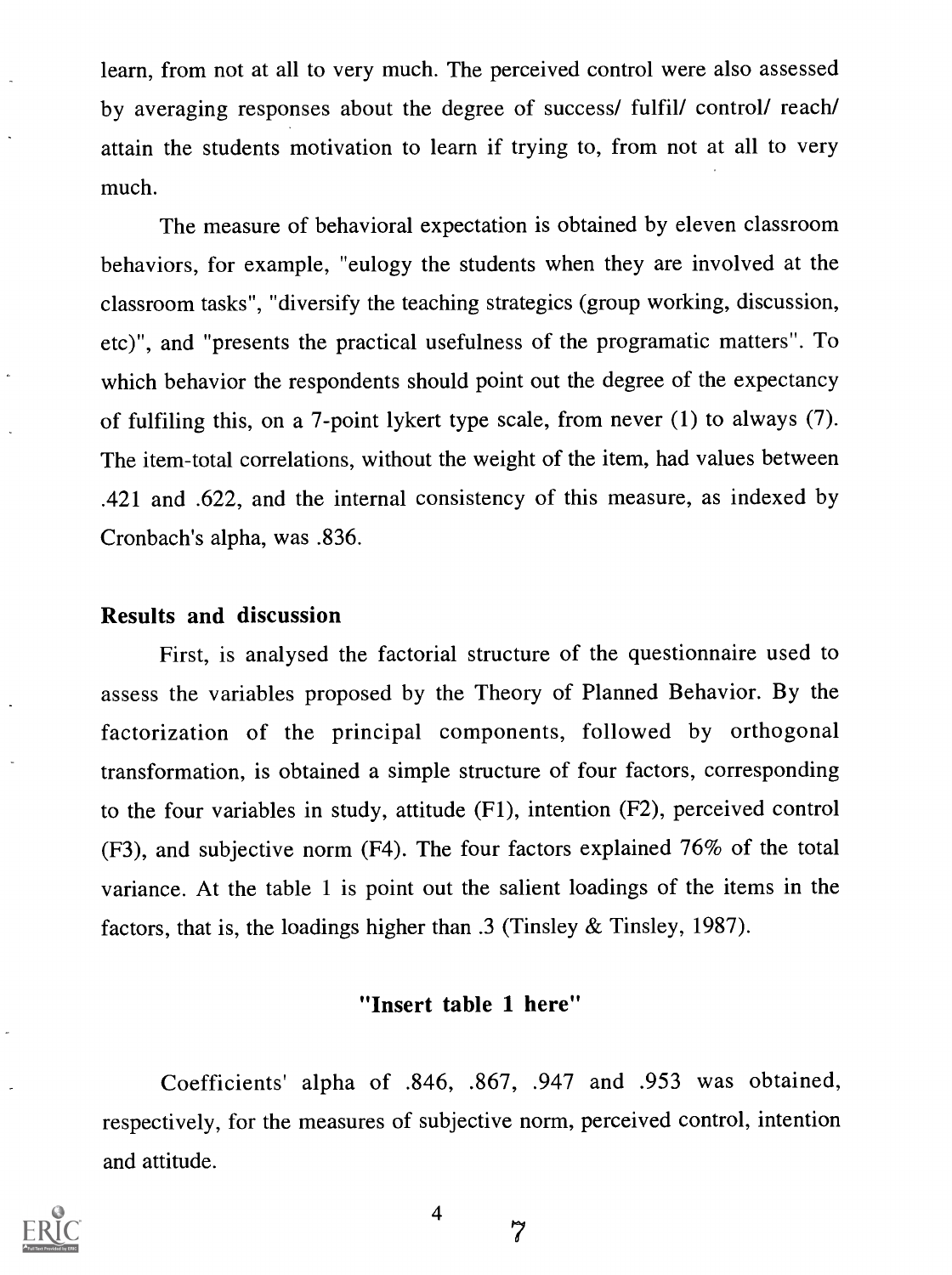learn, from not at all to very much. The perceived control were also assessed by averaging responses about the degree of success/ fulfil/ control/ reach/ attain the students motivation to learn if trying to, from not at all to very much.

The measure of behavioral expectation is obtained by eleven classroom behaviors, for example, "eulogy the students when they are involved at the classroom tasks", "diversify the teaching strategics (group working, discussion, etc)", and "presents the practical usefulness of the programatic matters". To which behavior the respondents should point out the degree of the expectancy of fulfiling this, on a 7-point lykert type scale, from never (1) to always (7). The item-total correlations, without the weight of the item, had values between .421 and .622, and the internal consistency of this measure, as indexed by Cronbach's alpha, was .836.

## Results and discussion

First, is analysed the factorial structure of the questionnaire used to assess the variables proposed by the Theory of Planned Behavior. By the factorization of the principal components, followed by orthogonal transformation, is obtained a simple structure of four factors, corresponding to the four variables in study, attitude (F1), intention (F2), perceived control (F3), and subjective norm (F4). The four factors explained 76% of the total variance. At the table 1 is point out the salient loadings of the items in the factors, that is, the loadings higher than .3 (Tinsley & Tinsley, 1987).

**"Insert table 1 here"**

Coefficients' alpha of .846, .867, .947 and .953 was obtained, respectively, for the measures of subjective norm, perceived control, intention and attitude.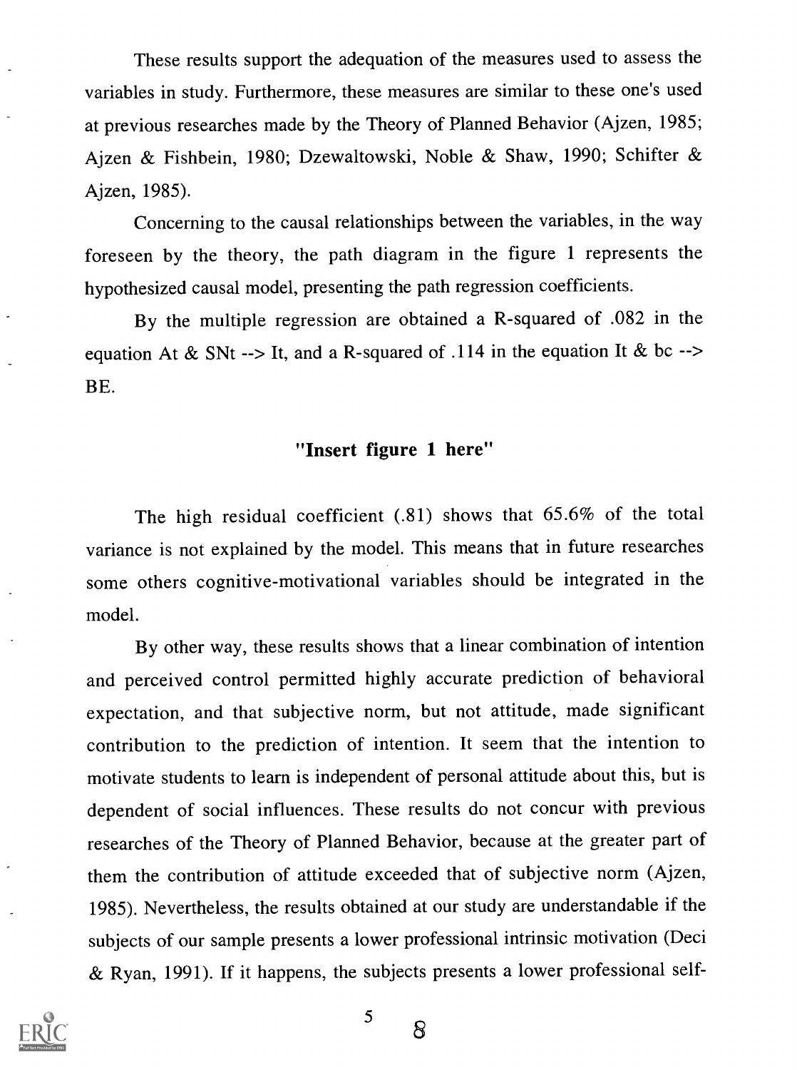These results support the adequation of the measures used to assess the variables in study. Furthermore, these measures are similar to these one's used at previous researches made by the Theory of Planned Behavior (Ajzen, 1985; Ajzen & Fishbein, 1980; Dzewaltowski, Noble & Shaw, 1990; Schifter & Ajzen, 1985).

Concerning to the causal relationships between the variables, in the way foreseen by the theory, the path diagram in the figure 1 represents the hypothesized causal model, presenting the path regression coefficients.

By the multiple regression are obtained a R-squared of .082 in the equation At & SNt --> It, and a R-squared of .114 in the equation It & bc --> BE.

**"Insert figure 1 here"**

The high residual coefficient (.81) shows that 65.6% of the total variance is not explained by the model. This means that in future researches some others cognitive-motivational variables should be integrated in the model.

By other way, these results shows that a linear combination of intention and perceived control permitted highly accurate prediction of behavioral expectation, and that subjective norm, but not attitude, made significant contribution to the prediction of intention. It seem that the intention to motivate students to learn is independent of personal attitude about this, but is dependent of social influences. These results do not concur with previous researches of the Theory of Planned Behavior, because at the greater part of them the contribution of attitude exceeded that of subjective norm (Ajzen, 1985). Nevertheless, the results obtained at our study are understandable if the subjects of our sample presents a lower professional intrinsic motivation (Deci & Ryan, 1991). If it happens, the subjects presents a lower professional self-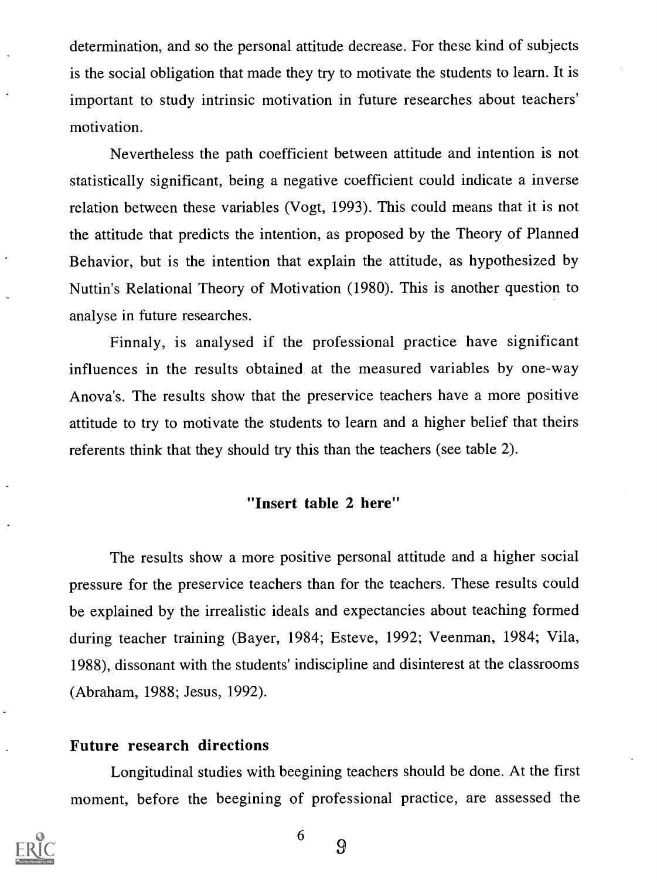determination, and so the personal attitude decrease. For these kind of subjects is the social obligation that made they try to motivate the students to learn. It is important to study intrinsic motivation in future researches about teachers' motivation.

Nevertheless the path coefficient between attitude and intention is not statistically significant, being a negative coefficient could indicate a inverse relation between these variables (Vogt, 1993). This could means that it is not the attitude that predicts the intention, as proposed by the Theory of Planned Behavior, but is the intention that explain the attitude, as hypothesized by Nuttin's Relational Theory of Motivation (1980). This is another question to analyse in future researches.

Finnaly, is analysed if the professional practice have significant influences in the results obtained at the measured variables by one-way Anova's. The results show that the preservice teachers have a more positive attitude to try to motivate the students to learn and a higher belief that theirs referents think that they should try this than the teachers (see table 2).

**"Insert table 2 here"**

The results show a more positive personal attitude and a higher social pressure for the preservice teachers than for the teachers. These results could be explained by the irrealistic ideals and expectancies about teaching formed during teacher training (Bayer, 1984; Esteve, 1992; Veenman, 1984; Vila, 1988), dissonant with the students' indiscipline and disinterest at the classrooms (Abraham, 1988; Jesus, 1992).

## Future research directions

Longitudinal studies with beegining teachers should be done. At the first moment, before the beegining of professional practice, are assessed the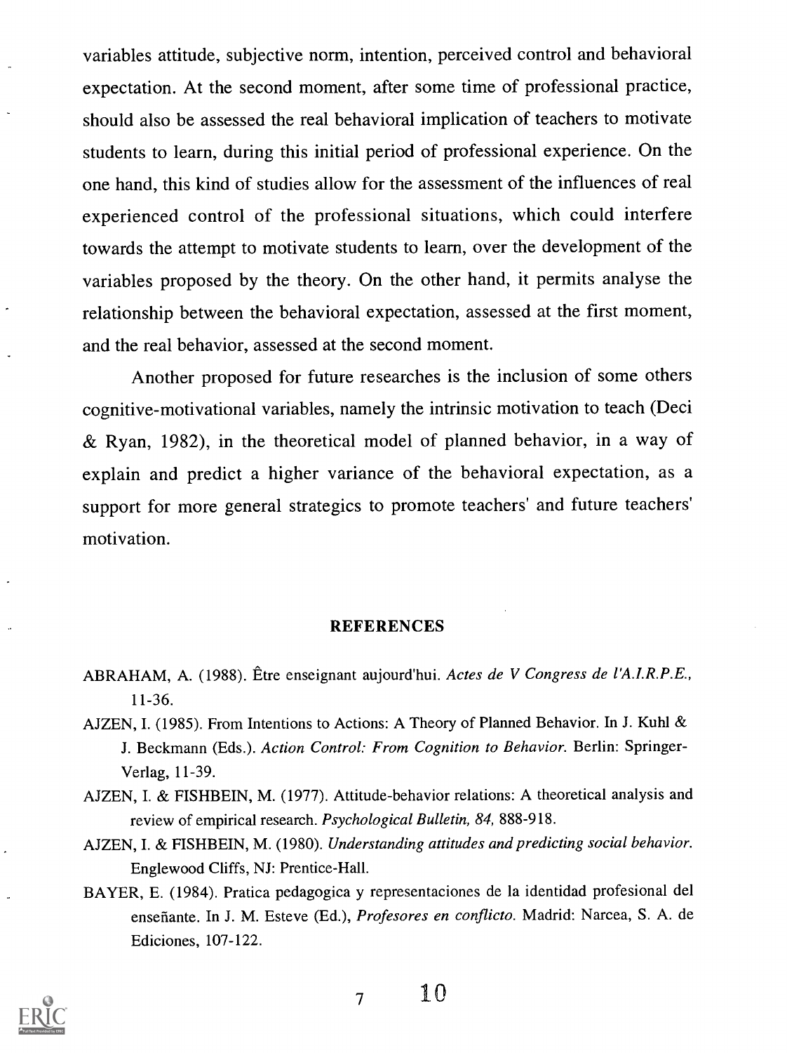variables attitude, subjective norm, intention, perceived control and behavioral expectation. At the second moment, after some time of professional practice, should also be assessed the real behavioral implication of teachers to motivate students to learn, during this initial period of professional experience. On the one hand, this kind of studies allow for the assessment of the influences of real experienced control of the professional situations, which could interfere towards the attempt to motivate students to learn, over the development of the variables proposed by the theory. On the other hand, it permits analyse the relationship between the behavioral expectation, assessed at the first moment, and the real behavior, assessed at the second moment.

Another proposed for future researches is the inclusion of some others cognitive-motivational variables, namely the intrinsic motivation to teach (Deci & Ryan, 1982), in the theoretical model of planned behavior, in a way of explain and predict a higher variance of the behavioral expectation, as a support for more general strategics to promote teachers' and future teachers' motivation.

## REFERENCES

ABRAHAM, A. (1988). Être enseignant aujourd'hui. *Actes de V Congress de l'A.I.R.P.E.*, 11-36.

AJZEN, I. (1985). From Intentions to Actions: A Theory of Planned Behavior. In J. Kuhl & J. Beckmann (Eds.). *Action Control: From Cognition to Behavior.* Berlin: Springer-Verlag, 11-39.

AJZEN, I. & FISHBEIN, M. (1977). Attitude-behavior relations: A theoretical analysis and review of empirical research. *Psychological Bulletin, 84,* 888-918.

AJZEN, I. & FISHBEIN, M. (1980). *Understanding attitudes and predicting social behavior.* Englewood Cliffs, NJ: Prentice-Hall.

BAYER, E. (1984). Pratica pedagogica y representaciones de la identidad profesional del enseñante. In J. M. Esteve (Ed.), *Profesores en conflicto.* Madrid: Narcea, S. A. de Ediciones, 107-122.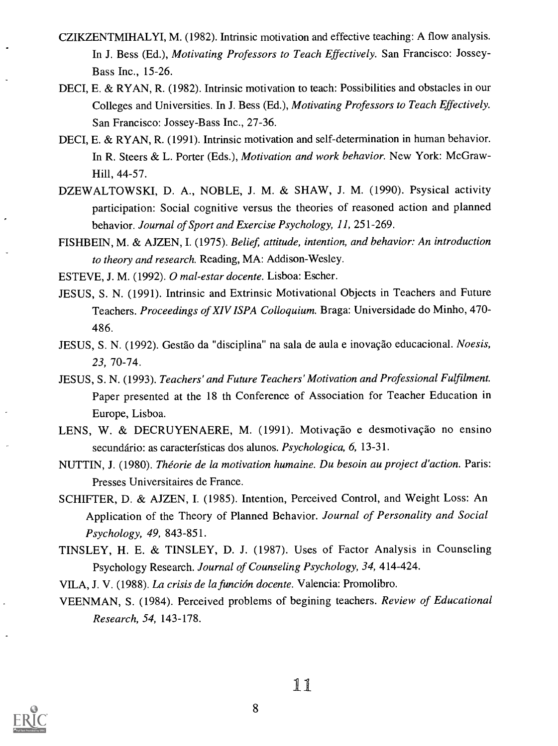CZIKZENTMIHALYI, M. (1982). Intrinsic motivation and effective teaching: A flow analysis. In J. Bess (Ed.), *Motivating Professors to Teach Effectively.* San Francisco: Jossey-Bass Inc., 15-26.

DECI, E. & RYAN, R. (1982). Intrinsic motivation to teach: Possibilities and obstacles in our Colleges and Universities. In J. Bess (Ed.), *Motivating Professors to Teach Effectively.* San Francisco: Jossey-Bass Inc., 27-36.

DECI, E. & RYAN, R. (1991). Intrinsic motivation and self-determination in human behavior. In R. Steers & L. Porter (Eds.), *Motivation and work behavior.* New York: McGraw-Hill, 44-57.

DZEWALTOWSKI, D. A., NOBLE, J. M. & SHAW, J. M. (1990). Psysical activity participation: Social cognitive versus the theories of reasoned action and planned behavior. *Journal of Sport and Exercise Psychology, 11,* 251-269.

FISHBEIN, M. & AJZEN, I. (1975). *Belief, attitude, intention, and behavior: An introduction to theory and research.* Reading, MA: Addison-Wesley.

ESTEVE, J. M. (1992). *O mal-estar docente.* Lisboa: Escher.

JESUS, S. N. (1991). Intrinsic and Extrinsic Motivational Objects in Teachers and Future Teachers. *Proceedings of XIV ISPA Colloquium.* Braga: Universidade do Minho, 470-486.

JESUS, S. N. (1992). Gestão da "disciplina" na sala de aula e inovação educacional. *Noesis, 23,* 70-74.

JESUS, S. N. (1993). *Teachers' and Future Teachers' Motivation and Professional Fulfilment.* Paper presented at the 18 th Conference of Association for Teacher Education in Europe, Lisboa.

LENS, W. & DECRUYENAERE, M. (1991). Motivação e desmotivação no ensino secundário: as características dos alunos. *Psychologica, 6,* 13-31.

NUTTIN, J. (1980). *Théorie de la motivation humaine. Du besoin au project d'action.* Paris: Presses Universitaires de France.

SCHIFTER, D. & AJZEN, I. (1985). Intention, Perceived Control, and Weight Loss: An Application of the Theory of Planned Behavior. *Journal of Personality and Social Psychology, 49,* 843-851.

TINSLEY, H. E. & TINSLEY, D. J. (1987). Uses of Factor Analysis in Counseling Psychology Research. *Journal of Counseling Psychology, 34,* 414-424.

VILA, J. V. (1988). *La crisis de la función docente.* Valencia: Promolibro.

VEENMAN, S. (1984). Perceived problems of begining teachers. *Review of Educational Research, 54,* 143-178.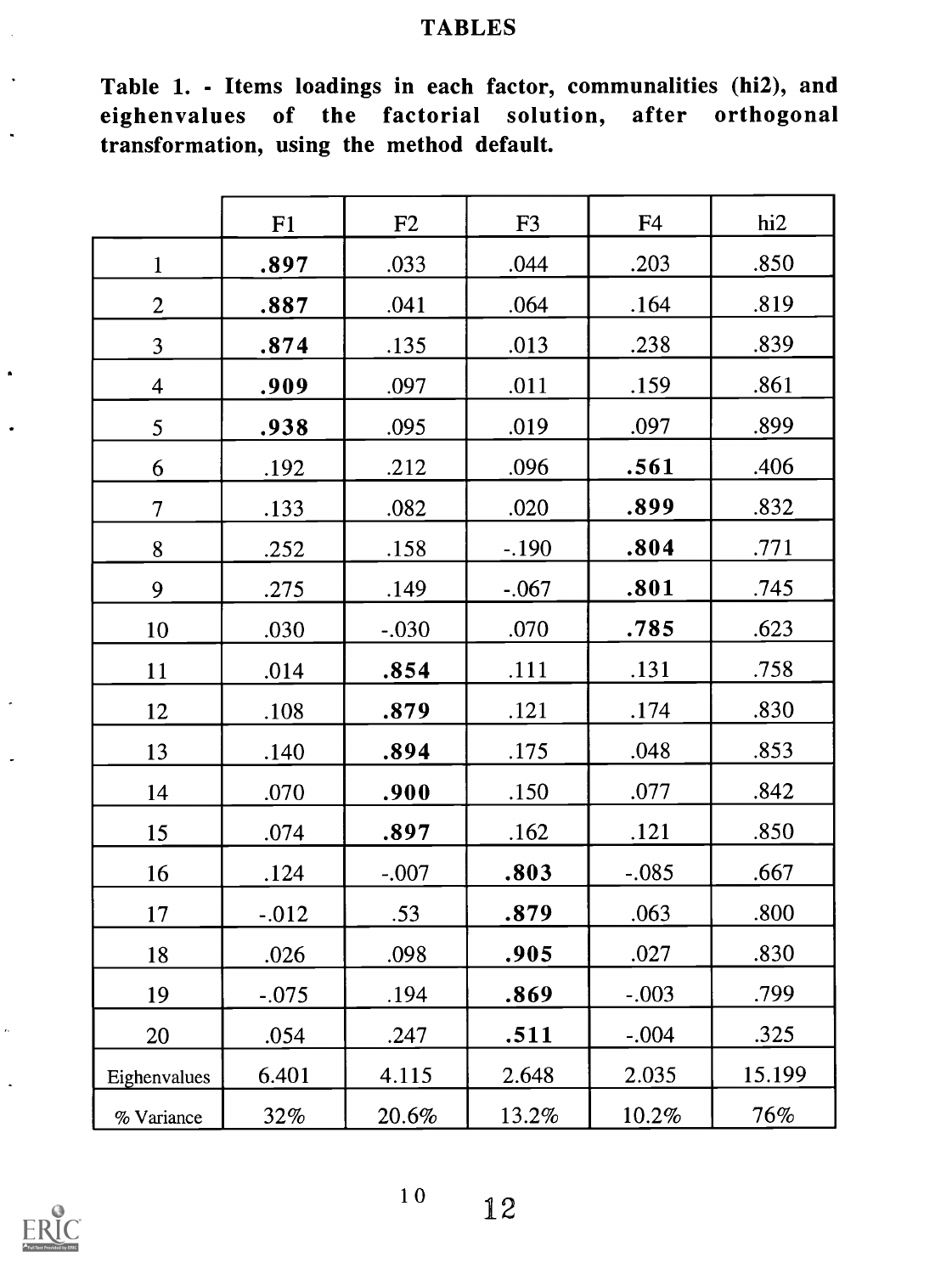# TABLES

**Table 1. - Items loadings in each factor, communalities (hi2), and eighenvalues of the factorial solution, after orthogonal transformation, using the method default.**

| | F1 | F2 | F3 | F4 | hi2 |
|---|---|---|---|---|---|
| 1 | **.897** | .033 | .044 | .203 | .850 |
| 2 | **.887** | .041 | .064 | .164 | .819 |
| 3 | **.874** | .135 | .013 | .238 | .839 |
| 4 | **.909** | .097 | .011 | .159 | .861 |
| 5 | **.938** | .095 | .019 | .097 | .899 |
| 6 | .192 | .212 | .096 | **.561** | .406 |
| 7 | .133 | .082 | .020 | **.899** | .832 |
| 8 | .252 | .158 | -.190 | **.804** | .771 |
| 9 | .275 | .149 | -.067 | **.801** | .745 |
| 10 | .030 | -.030 | .070 | **.785** | .623 |
| 11 | .014 | **.854** | .111 | .131 | .758 |
| 12 | .108 | **.879** | .121 | .174 | .830 |
| 13 | .140 | **.894** | .175 | .048 | .853 |
| 14 | .070 | **.900** | .150 | .077 | .842 |
| 15 | .074 | **.897** | .162 | .121 | .850 |
| 16 | .124 | -.007 | **.803** | -.085 | .667 |
| 17 | -.012 | .53 | **.879** | .063 | .800 |
| 18 | .026 | .098 | **.905** | .027 | .830 |
| 19 | -.075 | .194 | **.869** | -.003 | .799 |
| 20 | .054 | .247 | **.511** | -.004 | .325 |
| Eighenvalues | 6.401 | 4.115 | 2.648 | 2.035 | 15.199 |
| % Variance | 32% | 20.6% | 13.2% | 10.2% | 76% |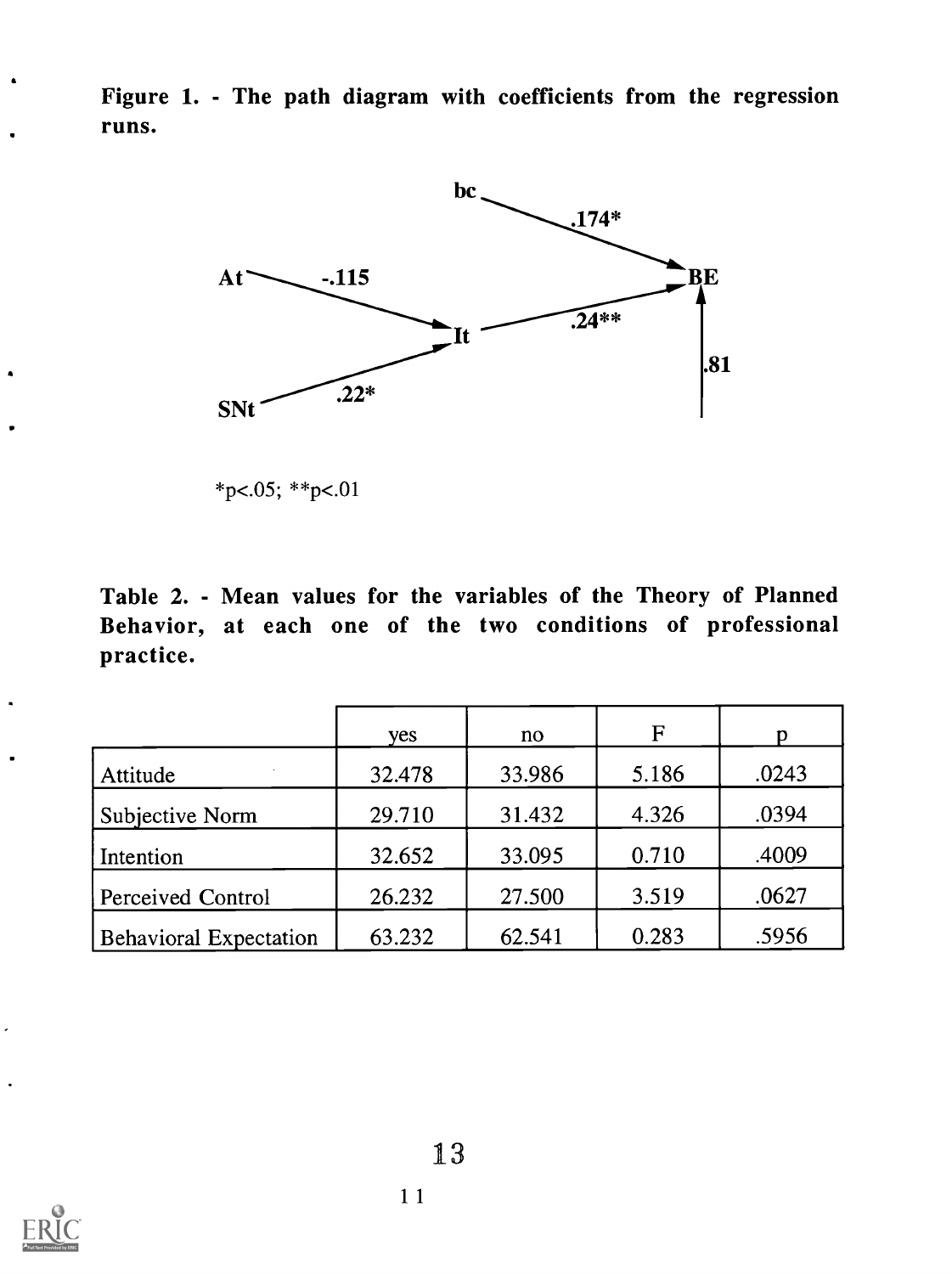**Figure 1. - The path diagram with coefficients from the regression runs.**

bc → BE: .174*

At → It: -.115

SNt → It: .22*

It → BE: .24**

.81 → BE

*p<.05; **p<.01

**Table 2. - Mean values for the variables of the Theory of Planned Behavior, at each one of the two conditions of professional practice.**

| | yes | no | F | p |
|---|---|---|---|---|
| Attitude | 32.478 | 33.986 | 5.186 | .0243 |
| Subjective Norm | 29.710 | 31.432 | 4.326 | .0394 |
| Intention | 32.652 | 33.095 | 0.710 | .4009 |
| Perceived Control | 26.232 | 27.500 | 3.519 | .0627 |
| Behavioral Expectation | 63.232 | 62.541 | 0.283 | .5956 |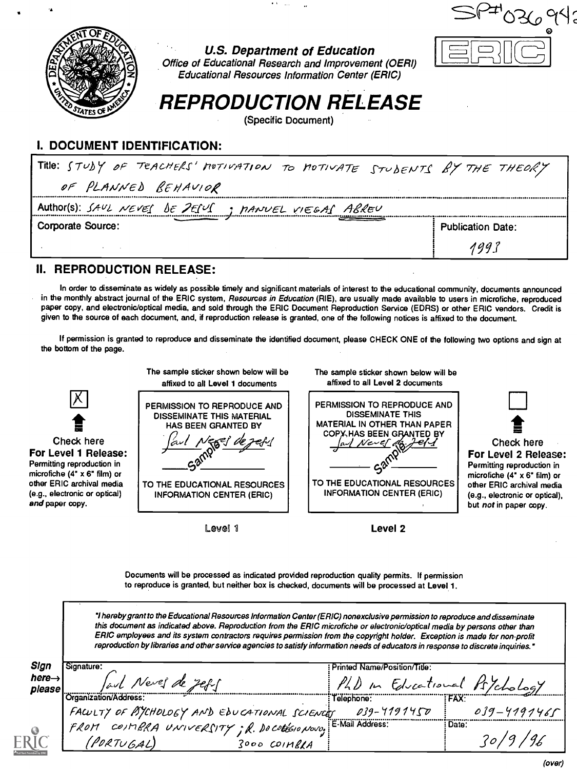SP#036942

# U.S. Department of Education

Office of Educational Research and Improvement (OERI)
Educational Resources Information Center (ERIC)

ERIC®

# REPRODUCTION RELEASE

(Specific Document)

## I. DOCUMENT IDENTIFICATION:

Title: STUDY OF TEACHERS' MOTIVATION TO MOTIVATE STUDENTS BY THE THEORY OF PLANNED BEHAVIOR

Author(s): SAUL NEVES DE JESUS ; MANUEL VIEGAS ABREU

Corporate Source:

Publication Date: 1993

## II. REPRODUCTION RELEASE:

In order to disseminate as widely as possible timely and significant materials of interest to the educational community, documents announced in the monthly abstract journal of the ERIC system, *Resources in Education* (RIE), are usually made available to users in microfiche, reproduced paper copy, and electronic/optical media, and sold through the ERIC Document Reproduction Service (EDRS) or other ERIC vendors. Credit is given to the source of each document, and, if reproduction release is granted, one of the following notices is affixed to the document.

If permission is granted to reproduce and disseminate the identified document, please CHECK ONE of the following two options and sign at the bottom of the page.

[X] **Check here For Level 1 Release:** Permitting reproduction in microfiche (4" x 6" film) or other ERIC archival media (e.g., electronic or optical) *and* paper copy.

The sample sticker shown below will be affixed to all Level 1 documents

PERMISSION TO REPRODUCE AND DISSEMINATE THIS MATERIAL HAS BEEN GRANTED BY
Saul Neves de Jesus
Sample
TO THE EDUCATIONAL RESOURCES INFORMATION CENTER (ERIC)

Level 1

The sample sticker shown below will be affixed to all Level 2 documents

PERMISSION TO REPRODUCE AND DISSEMINATE THIS MATERIAL IN OTHER THAN PAPER COPY HAS BEEN GRANTED BY
Saul Neves de Jesus
Sample
TO THE EDUCATIONAL RESOURCES INFORMATION CENTER (ERIC)

Level 2

[ ] **Check here For Level 2 Release:** Permitting reproduction in microfiche (4" x 6" film) or other ERIC archival media (e.g., electronic or optical), but *not* in paper copy.

Documents will be processed as indicated provided reproduction quality permits. If permission to reproduce is granted, but neither box is checked, documents will be processed at Level 1.

*"I hereby grant to the Educational Resources Information Center (ERIC) nonexclusive permission to reproduce and disseminate this document as indicated above. Reproduction from the ERIC microfiche or electronic/optical media by persons other than ERIC employees and its system contractors requires permission from the copyright holder. Exception is made for non-profit reproduction by libraries and other service agencies to satisfy information needs of educators in response to discrete inquiries."*

**Sign here→ please**

Signature: Saul Neves de Jesus

Printed Name/Position/Title: PhD in Educational Psychology

Organization/Address: FACULTY OF PSYCHOLOGY AND EDUCATIONAL SCIENCES FROM COIMBRA UNIVERSITY ; R. DO COLÉGIO NOVO, (PORTUGAL) 3000 COIMBRA

Telephone: 039-4191450

FAX: 039-4191465

E-Mail Address:

Date: 30/9/96

(over)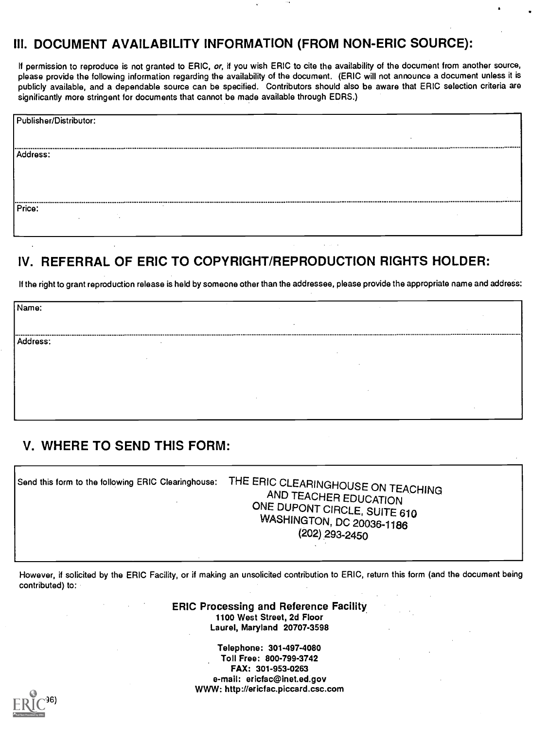## III. DOCUMENT AVAILABILITY INFORMATION (FROM NON-ERIC SOURCE):

If permission to reproduce is not granted to ERIC, *or*, if you wish ERIC to cite the availability of the document from another source, please provide the following information regarding the availability of the document. (ERIC will not announce a document unless it is publicly available, and a dependable source can be specified. Contributors should also be aware that ERIC selection criteria are significantly more stringent for documents that cannot be made available through EDRS.)

Publisher/Distributor:

Address:

Price:

## IV. REFERRAL OF ERIC TO COPYRIGHT/REPRODUCTION RIGHTS HOLDER:

If the right to grant reproduction release is held by someone other than the addressee, please provide the appropriate name and address:

Name:

Address:

## V. WHERE TO SEND THIS FORM:

Send this form to the following ERIC Clearinghouse: THE ERIC CLEARINGHOUSE ON TEACHING AND TEACHER EDUCATION
ONE DUPONT CIRCLE, SUITE 610
WASHINGTON, DC 20036-1186
(202) 293-2450

However, if solicited by the ERIC Facility, or if making an unsolicited contribution to ERIC, return this form (and the document being contributed) to:

**ERIC Processing and Reference Facility**
**1100 West Street, 2d Floor**
**Laurel, Maryland 20707-3598**

**Telephone: 301-497-4080**
**Toll Free: 800-799-3742**
**FAX: 301-953-0263**
**e-mail: ericfac@inet.ed.gov**
**WWW: http://ericfac.piccard.csc.com**

96)